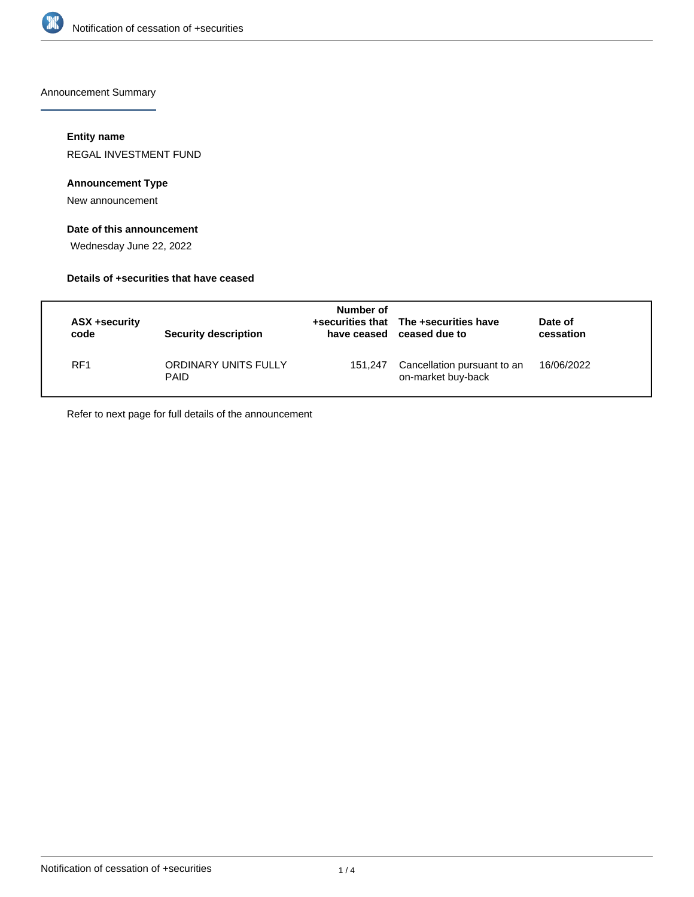Announcement Summary

**Entity name**

REGAL INVESTMENT FUND

**Announcement Type**

New announcement

**Date of this announcement**

Wednesday June 22, 2022

**Details of +securities that have ceased**

| ASX +security code | Security description | Number of +securities that have ceased | The +securities have ceased due to | Date of cessation |
|---|---|---|---|---|
| RF1 | ORDINARY UNITS FULLY PAID | 151,247 | Cancellation pursuant to an on-market buy-back | 16/06/2022 |

Refer to next page for full details of the announcement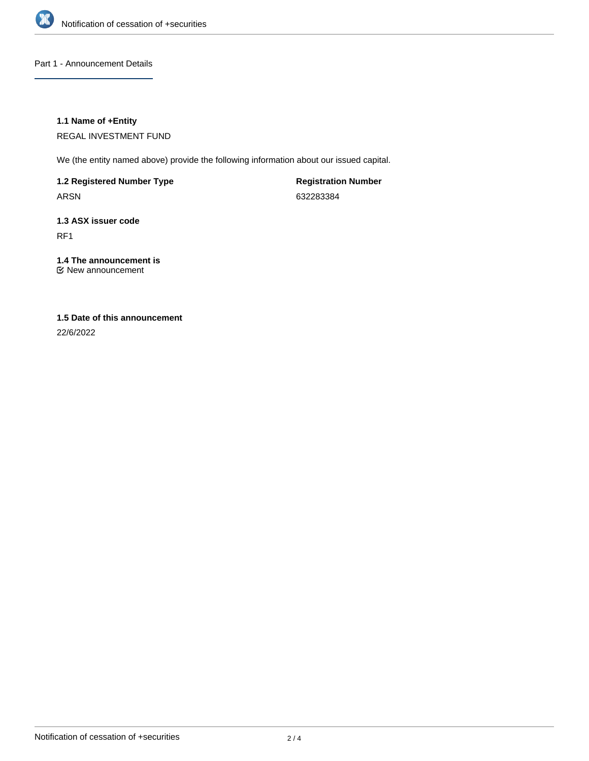## Part 1 - Announcement Details

**1.1 Name of +Entity**

REGAL INVESTMENT FUND

We (the entity named above) provide the following information about our issued capital.

**1.2 Registered Number Type**

ARSN

**Registration Number**

632283384

**1.3 ASX issuer code**

RF1

**1.4 The announcement is**

☑ New announcement

**1.5 Date of this announcement**

22/6/2022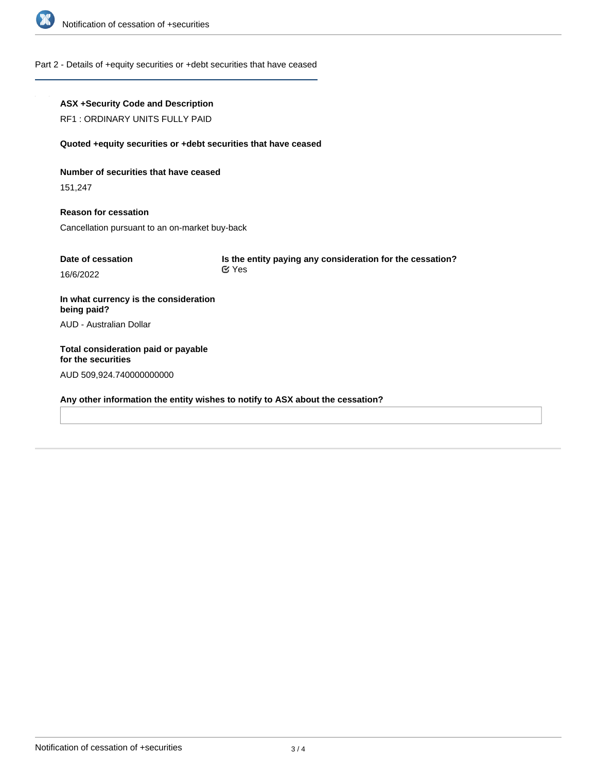## Part 2 - Details of +equity securities or +debt securities that have ceased

**ASX +Security Code and Description**

RF1 : ORDINARY UNITS FULLY PAID

**Quoted +equity securities or +debt securities that have ceased**

**Number of securities that have ceased**

151,247

**Reason for cessation**

Cancellation pursuant to an on-market buy-back

**Date of cessation**

16/6/2022

**Is the entity paying any consideration for the cessation?**

Yes

**In what currency is the consideration being paid?**

AUD - Australian Dollar

**Total consideration paid or payable for the securities**

AUD 509,924.740000000000

**Any other information the entity wishes to notify to ASX about the cessation?**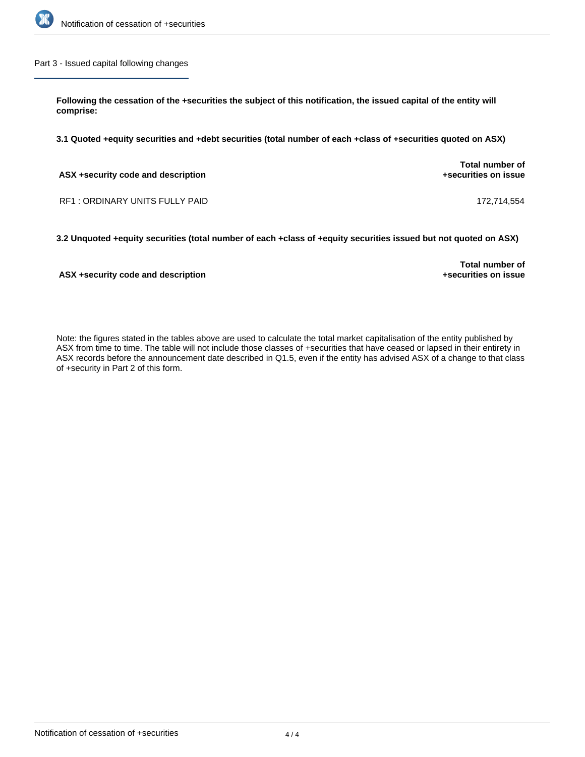## Part 3 - Issued capital following changes

**Following the cessation of the +securities the subject of this notification, the issued capital of the entity will comprise:**

**3.1 Quoted +equity securities and +debt securities (total number of each +class of +securities quoted on ASX)**

| ASX +security code and description | Total number of +securities on issue |
| --- | --- |
| RF1 : ORDINARY UNITS FULLY PAID | 172,714,554 |

**3.2 Unquoted +equity securities (total number of each +class of +equity securities issued but not quoted on ASX)**

| ASX +security code and description | Total number of +securities on issue |
| --- | --- |

Note: the figures stated in the tables above are used to calculate the total market capitalisation of the entity published by ASX from time to time. The table will not include those classes of +securities that have ceased or lapsed in their entirety in ASX records before the announcement date described in Q1.5, even if the entity has advised ASX of a change to that class of +security in Part 2 of this form.